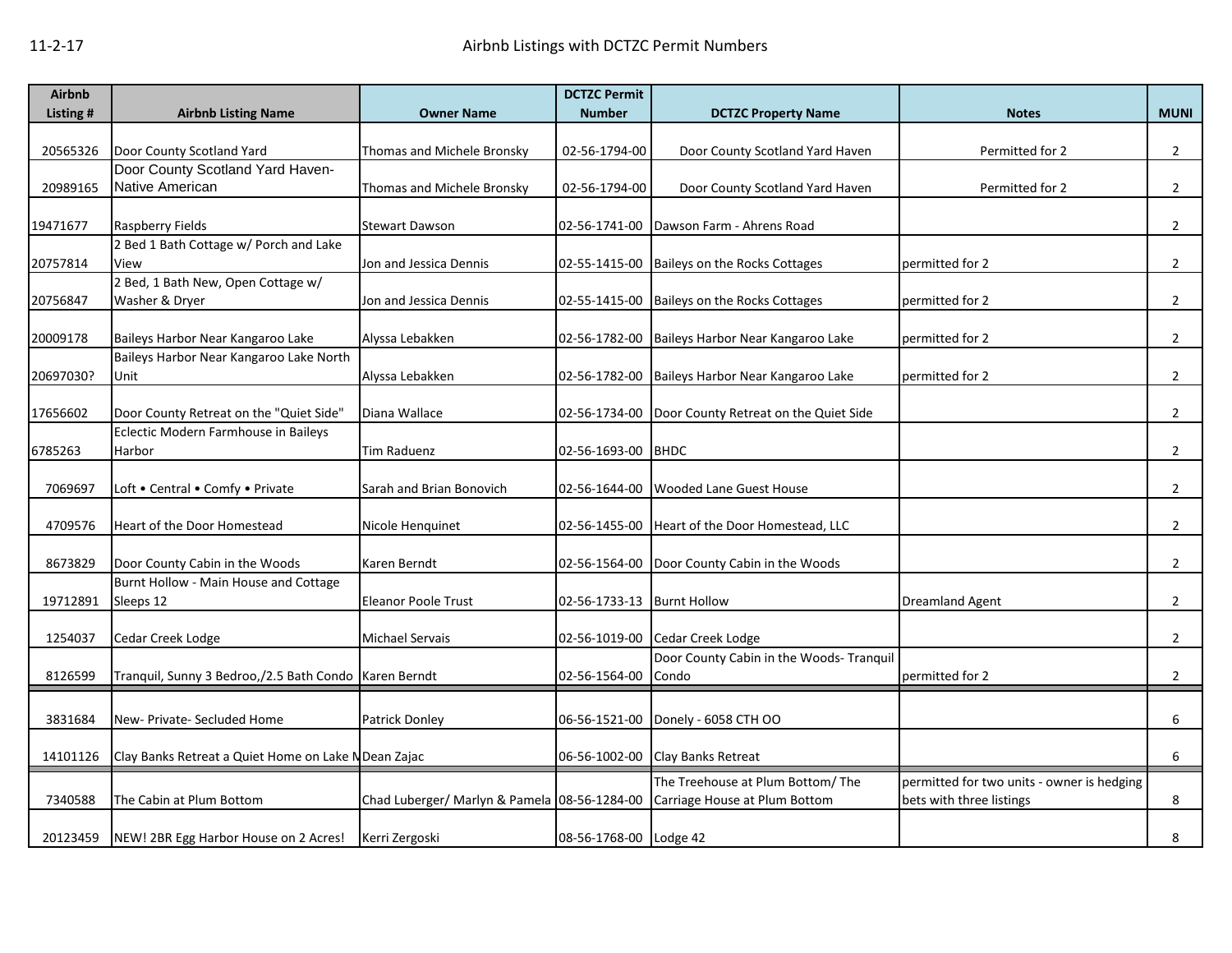11-2-17

# Airbnb Listings with DCTZC Permit Numbers

| Airbnb Listing # | Airbnb Listing Name | Owner Name | DCTZC Permit Number | DCTZC Property Name | Notes | MUNI |
|---|---|---|---|---|---|---|
| 20565326 | Door County Scotland Yard | Thomas and Michele Bronsky | 02-56-1794-00 | Door County Scotland Yard Haven | Permitted for 2 | 2 |
| 20989165 | Door County Scotland Yard Haven-Native American | Thomas and Michele Bronsky | 02-56-1794-00 | Door County Scotland Yard Haven | Permitted for 2 | 2 |
| 19471677 | Raspberry Fields | Stewart Dawson | 02-56-1741-00 | Dawson Farm - Ahrens Road | | 2 |
| 20757814 | 2 Bed 1 Bath Cottage w/ Porch and Lake View | Jon and Jessica Dennis | 02-55-1415-00 | Baileys on the Rocks Cottages | permitted for 2 | 2 |
| 20756847 | 2 Bed, 1 Bath New, Open Cottage w/ Washer & Dryer | Jon and Jessica Dennis | 02-55-1415-00 | Baileys on the Rocks Cottages | permitted for 2 | 2 |
| 20009178 | Baileys Harbor Near Kangaroo Lake | Alyssa Lebakken | 02-56-1782-00 | Baileys Harbor Near Kangaroo Lake | permitted for 2 | 2 |
| 20697030? | Baileys Harbor Near Kangaroo Lake North Unit | Alyssa Lebakken | 02-56-1782-00 | Baileys Harbor Near Kangaroo Lake | permitted for 2 | 2 |
| 17656602 | Door County Retreat on the "Quiet Side" | Diana Wallace | 02-56-1734-00 | Door County Retreat on the Quiet Side | | 2 |
| 6785263 | Eclectic Modern Farmhouse in Baileys Harbor | Tim Raduenz | 02-56-1693-00 | BHDC | | 2 |
| 7069697 | Loft • Central • Comfy • Private | Sarah and Brian Bonovich | 02-56-1644-00 | Wooded Lane Guest House | | 2 |
| 4709576 | Heart of the Door Homestead | Nicole Henquinet | 02-56-1455-00 | Heart of the Door Homestead, LLC | | 2 |
| 8673829 | Door County Cabin in the Woods | Karen Berndt | 02-56-1564-00 | Door County Cabin in the Woods | | 2 |
| 19712891 | Burnt Hollow - Main House and Cottage Sleeps 12 | Eleanor Poole Trust | 02-56-1733-13 | Burnt Hollow | Dreamland Agent | 2 |
| 1254037 | Cedar Creek Lodge | Michael Servais | 02-56-1019-00 | Cedar Creek Lodge | | 2 |
| 8126599 | Tranquil, Sunny 3 Bedroo,/2.5 Bath Condo | Karen Berndt | 02-56-1564-00 | Door County Cabin in the Woods- Tranquil Condo | permitted for 2 | 2 |
| 3831684 | New- Private- Secluded Home | Patrick Donley | 06-56-1521-00 | Donely - 6058 CTH OO | | 6 |
| 14101126 | Clay Banks Retreat a Quiet Home on Lake M | Dean Zajac | 06-56-1002-00 | Clay Banks Retreat | | 6 |
| 7340588 | The Cabin at Plum Bottom | Chad Luberger/ Marlyn & Pamela | 08-56-1284-00 | The Treehouse at Plum Bottom/ The Carriage House at Plum Bottom | permitted for two units - owner is hedging bets with three listings | 8 |
| 20123459 | NEW! 2BR Egg Harbor House on 2 Acres! | Kerri Zergoski | 08-56-1768-00 | Lodge 42 | | 8 |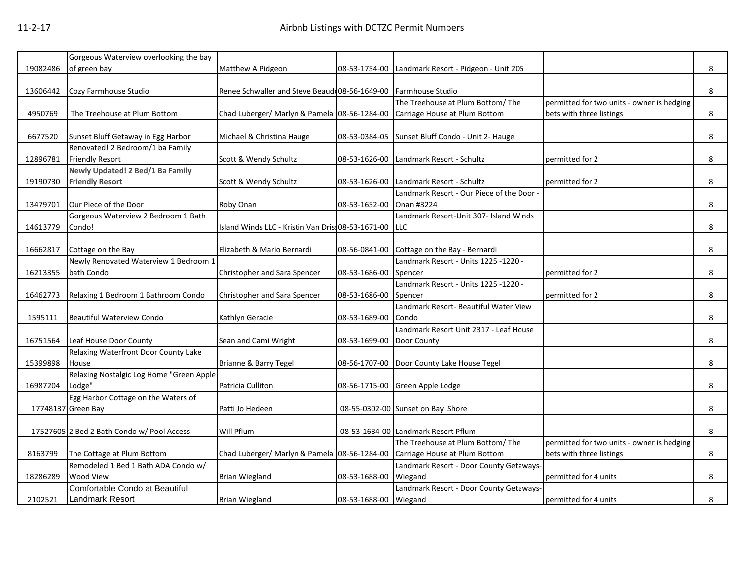| | | | | | | |
|---|---|---|---|---|---|---|
| 19082486 | Gorgeous Waterview overlooking the bay of green bay | Matthew A Pidgeon | 08-53-1754-00 | Landmark Resort - Pidgeon - Unit 205 | | 8 |
| 13606442 | Cozy Farmhouse Studio | Renee Schwaller and Steve Beaud | 08-56-1649-00 | Farmhouse Studio | | 8 |
| 4950769 | The Treehouse at Plum Bottom | Chad Luberger/ Marlyn & Pamela | 08-56-1284-00 | The Treehouse at Plum Bottom/ The Carriage House at Plum Bottom | permitted for two units - owner is hedging bets with three listings | 8 |
| 6677520 | Sunset Bluff Getaway in Egg Harbor | Michael & Christina Hauge | 08-53-0384-05 | Sunset Bluff Condo - Unit 2- Hauge | | 8 |
| 12896781 | Renovated! 2 Bedroom/1 ba Family Friendly Resort | Scott & Wendy Schultz | 08-53-1626-00 | Landmark Resort - Schultz | permitted for 2 | 8 |
| 19190730 | **Newly Updated! 2 Bed/1 Ba Family Friendly Resort** | Scott & Wendy Schultz | 08-53-1626-00 | Landmark Resort - Schultz | permitted for 2 | 8 |
| 13479701 | Our Piece of the Door | Roby Onan | 08-53-1652-00 | Landmark Resort - Our Piece of the Door - Onan #3224 | | 8 |
| 14613779 | Gorgeous Waterview 2 Bedroom 1 Bath Condo! | Island Winds LLC - Kristin Van Dris | 08-53-1671-00 | Landmark Resort-Unit 307- Island Winds LLC | | 8 |
| 16662817 | Cottage on the Bay | Elizabeth & Mario Bernardi | 08-56-0841-00 | Cottage on the Bay - Bernardi | | 8 |
| 16213355 | Newly Renovated Waterview 1 Bedroom 1 bath Condo | Christopher and Sara Spencer | 08-53-1686-00 | Landmark Resort - Units 1225 -1220 - Spencer | permitted for 2 | 8 |
| 16462773 | Relaxing 1 Bedroom 1 Bathroom Condo | Christopher and Sara Spencer | 08-53-1686-00 | Landmark Resort - Units 1225 -1220 - Spencer | permitted for 2 | 8 |
| 1595111 | Beautiful Waterview Condo | Kathlyn Geracie | 08-53-1689-00 | Landmark Resort- Beautiful Water View Condo | | 8 |
| 16751564 | Leaf House Door County | Sean and Cami Wright | 08-53-1699-00 | Landmark Resort Unit 2317 - Leaf House Door County | | 8 |
| 15399898 | Relaxing Waterfront Door County Lake House | Brianne & Barry Tegel | 08-56-1707-00 | Door County Lake House Tegel | | 8 |
| 16987204 | Relaxing Nostalgic Log Home "Green Apple Lodge" | Patricia Culliton | 08-56-1715-00 | Green Apple Lodge | | 8 |
| 17748137 | Egg Harbor Cottage on the Waters of Green Bay | Patti Jo Hedeen | 08-55-0302-00 | Sunset on Bay Shore | | 8 |
| 17527605 | 2 Bed 2 Bath Condo w/ Pool Access | Will Pflum | 08-53-1684-00 | Landmark Resort Pflum | | 8 |
| 8163799 | The Cottage at Plum Bottom | Chad Luberger/ Marlyn & Pamela | 08-56-1284-00 | The Treehouse at Plum Bottom/ The Carriage House at Plum Bottom | permitted for two units - owner is hedging bets with three listings | 8 |
| 18286289 | Remodeled 1 Bed 1 Bath ADA Condo w/ Wood View | Brian Wiegland | 08-53-1688-00 | Landmark Resort - Door County Getaways-Wiegand | permitted for 4 units | 8 |
| 2102521 | Comfortable Condo at Beautiful Landmark Resort | Brian Wiegland | 08-53-1688-00 | Landmark Resort - Door County Getaways-Wiegand | permitted for 4 units | 8 |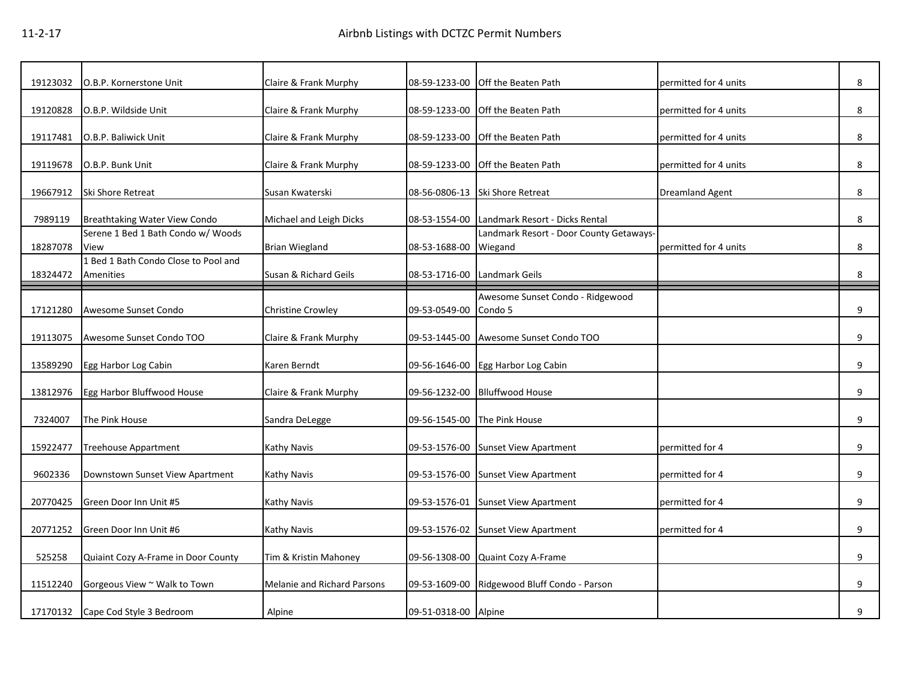| | | | | | | |
|---|---|---|---|---|---|---|
| 19123032 | O.B.P. Kornerstone Unit | Claire & Frank Murphy | 08-59-1233-00 | Off the Beaten Path | permitted for 4 units | 8 |
| 19120828 | O.B.P. Wildside Unit | Claire & Frank Murphy | 08-59-1233-00 | Off the Beaten Path | permitted for 4 units | 8 |
| 19117481 | O.B.P. Baliwick Unit | Claire & Frank Murphy | 08-59-1233-00 | Off the Beaten Path | permitted for 4 units | 8 |
| 19119678 | O.B.P. Bunk Unit | Claire & Frank Murphy | 08-59-1233-00 | Off the Beaten Path | permitted for 4 units | 8 |
| 19667912 | Ski Shore Retreat | Susan Kwaterski | 08-56-0806-13 | Ski Shore Retreat | Dreamland Agent | 8 |
| 7989119 | Breathtaking Water View Condo | Michael and Leigh Dicks | 08-53-1554-00 | Landmark Resort - Dicks Rental | | 8 |
| 18287078 | Serene 1 Bed 1 Bath Condo w/ Woods View | Brian Wiegland | 08-53-1688-00 | Landmark Resort - Door County Getaways-Wiegand | permitted for 4 units | 8 |
| 18324472 | 1 Bed 1 Bath Condo Close to Pool and Amenities | Susan & Richard Geils | 08-53-1716-00 | Landmark Geils | | 8 |
| 17121280 | Awesome Sunset Condo | Christine Crowley | 09-53-0549-00 | Awesome Sunset Condo - Ridgewood Condo 5 | | 9 |
| 19113075 | Awesome Sunset Condo TOO | Claire & Frank Murphy | 09-53-1445-00 | Awesome Sunset Condo TOO | | 9 |
| 13589290 | Egg Harbor Log Cabin | Karen Berndt | 09-56-1646-00 | Egg Harbor Log Cabin | | 9 |
| 13812976 | Egg Harbor Bluffwood House | Claire & Frank Murphy | 09-56-1232-00 | Blluffwood House | | 9 |
| 7324007 | The Pink House | Sandra DeLegge | 09-56-1545-00 | The Pink House | | 9 |
| 15922477 | Treehouse Appartment | Kathy Navis | 09-53-1576-00 | Sunset View Apartment | permitted for 4 | 9 |
| 9602336 | Downtown Sunset View Apartment | Kathy Navis | 09-53-1576-00 | Sunset View Apartment | permitted for 4 | 9 |
| 20770425 | Green Door Inn Unit #5 | Kathy Navis | 09-53-1576-01 | Sunset View Apartment | permitted for 4 | 9 |
| 20771252 | Green Door Inn Unit #6 | Kathy Navis | 09-53-1576-02 | Sunset View Apartment | permitted for 4 | 9 |
| 525258 | Quiaint Cozy A-Frame in Door County | Tim & Kristin Mahoney | 09-56-1308-00 | Quaint Cozy A-Frame | | 9 |
| 11512240 | Gorgeous View ~ Walk to Town | Melanie and Richard Parsons | 09-53-1609-00 | Ridgewood Bluff Condo - Parson | | 9 |
| 17170132 | Cape Cod Style 3 Bedroom | Alpine | 09-51-0318-00 | Alpine | | 9 |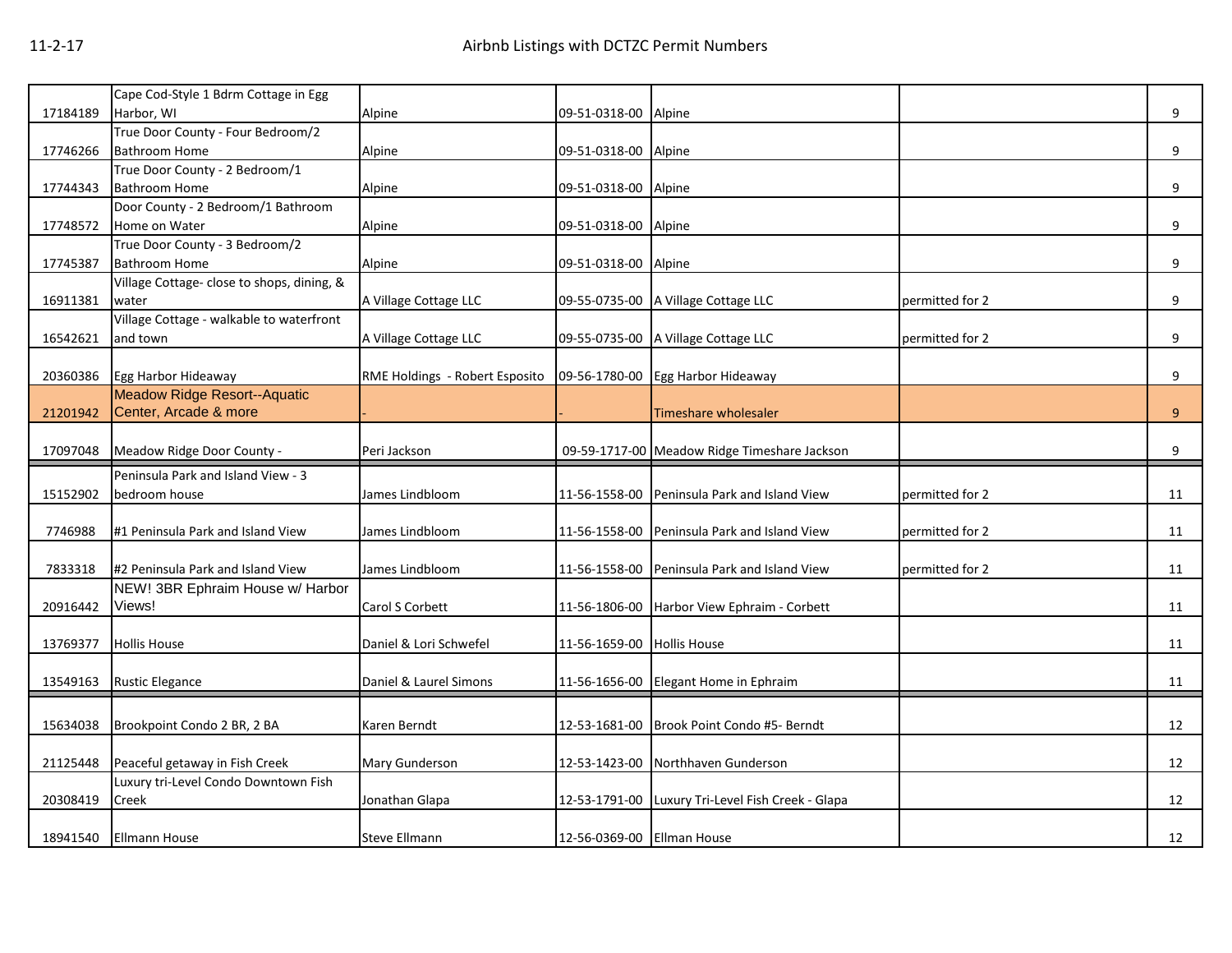| | | | | | | |
|---|---|---|---|---|---|---|
| 17184189 | Cape Cod-Style 1 Bdrm Cottage in Egg Harbor, WI | Alpine | 09-51-0318-00 | Alpine | | 9 |
| 17746266 | True Door County - Four Bedroom/2 Bathroom Home | Alpine | 09-51-0318-00 | Alpine | | 9 |
| 17744343 | True Door County - 2 Bedroom/1 Bathroom Home | Alpine | 09-51-0318-00 | Alpine | | 9 |
| 17748572 | Door County - 2 Bedroom/1 Bathroom Home on Water | Alpine | 09-51-0318-00 | Alpine | | 9 |
| 17745387 | True Door County - 3 Bedroom/2 Bathroom Home | Alpine | 09-51-0318-00 | Alpine | | 9 |
| 16911381 | Village Cottage- close to shops, dining, & water | A Village Cottage LLC | 09-55-0735-00 | A Village Cottage LLC | permitted for 2 | 9 |
| 16542621 | Village Cottage - walkable to waterfront and town | A Village Cottage LLC | 09-55-0735-00 | A Village Cottage LLC | permitted for 2 | 9 |
| 20360386 | Egg Harbor Hideaway | RME Holdings - Robert Esposito | 09-56-1780-00 | Egg Harbor Hideaway | | 9 |
| 21201942 | Meadow Ridge Resort--Aquatic Center, Arcade & more | - | - | Timeshare wholesaler | | 9 |
| 17097048 | Meadow Ridge Door County - | Peri Jackson | 09-59-1717-00 | Meadow Ridge Timeshare Jackson | | 9 |
| 15152902 | Peninsula Park and Island View - 3 bedroom house | James Lindbloom | 11-56-1558-00 | Peninsula Park and Island View | permitted for 2 | 11 |
| 7746988 | #1 Peninsula Park and Island View | James Lindbloom | 11-56-1558-00 | Peninsula Park and Island View | permitted for 2 | 11 |
| 7833318 | #2 Peninsula Park and Island View | James Lindbloom | 11-56-1558-00 | Peninsula Park and Island View | permitted for 2 | 11 |
| 20916442 | NEW! 3BR Ephraim House w/ Harbor Views! | Carol S Corbett | 11-56-1806-00 | Harbor View Ephraim - Corbett | | 11 |
| 13769377 | Hollis House | Daniel & Lori Schwefel | 11-56-1659-00 | Hollis House | | 11 |
| 13549163 | Rustic Elegance | Daniel & Laurel Simons | 11-56-1656-00 | Elegant Home in Ephraim | | 11 |
| 15634038 | Brookpoint Condo 2 BR, 2 BA | Karen Berndt | 12-53-1681-00 | Brook Point Condo #5- Berndt | | 12 |
| 21125448 | Peaceful getaway in Fish Creek | Mary Gunderson | 12-53-1423-00 | Northhaven Gunderson | | 12 |
| 20308419 | Luxury tri-Level Condo Downtown Fish Creek | Jonathan Glapa | 12-53-1791-00 | Luxury Tri-Level Fish Creek - Glapa | | 12 |
| 18941540 | Ellmann House | Steve Ellmann | 12-56-0369-00 | Ellman House | | 12 |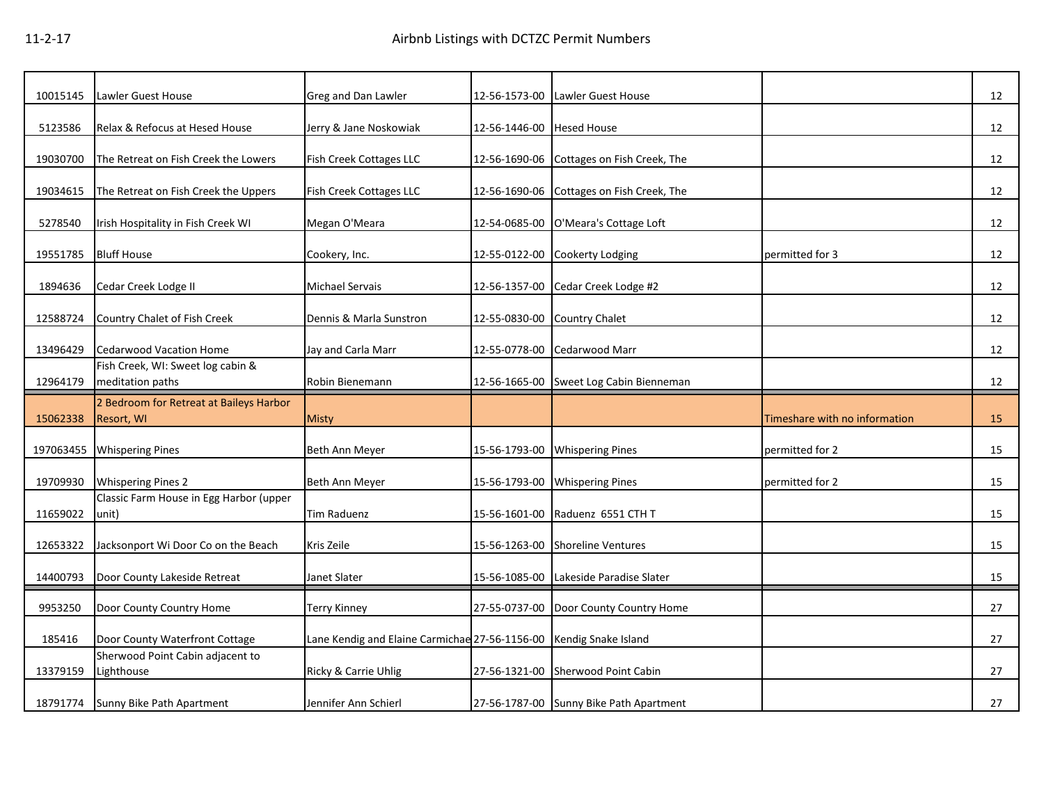| | | | | | | |
|---|---|---|---|---|---|---|
| 10015145 | Lawler Guest House | Greg and Dan Lawler | 12-56-1573-00 | Lawler Guest House | | 12 |
| 5123586 | Relax & Refocus at Hesed House | Jerry & Jane Noskowiak | 12-56-1446-00 | Hesed House | | 12 |
| 19030700 | The Retreat on Fish Creek the Lowers | Fish Creek Cottages LLC | 12-56-1690-06 | Cottages on Fish Creek, The | | 12 |
| 19034615 | The Retreat on Fish Creek the Uppers | Fish Creek Cottages LLC | 12-56-1690-06 | Cottages on Fish Creek, The | | 12 |
| 5278540 | Irish Hospitality in Fish Creek WI | Megan O'Meara | 12-54-0685-00 | O'Meara's Cottage Loft | | 12 |
| 19551785 | Bluff House | Cookery, Inc. | 12-55-0122-00 | Cookerty Lodging | permitted for 3 | 12 |
| 1894636 | Cedar Creek Lodge II | Michael Servais | 12-56-1357-00 | Cedar Creek Lodge #2 | | 12 |
| 12588724 | Country Chalet of Fish Creek | Dennis & Marla Sunstron | 12-55-0830-00 | Country Chalet | | 12 |
| 13496429 | Cedarwood Vacation Home | Jay and Carla Marr | 12-55-0778-00 | Cedarwood Marr | | 12 |
| 12964179 | Fish Creek, WI: Sweet log cabin & meditation paths | Robin Bienemann | 12-56-1665-00 | Sweet Log Cabin Bienneman | | 12 |
| 15062338 | 2 Bedroom for Retreat at Baileys Harbor Resort, WI | Misty | | | Timeshare with no information | 15 |
| 197063455 | Whispering Pines | Beth Ann Meyer | 15-56-1793-00 | Whispering Pines | permitted for 2 | 15 |
| 19709930 | Whispering Pines 2 | Beth Ann Meyer | 15-56-1793-00 | Whispering Pines | permitted for 2 | 15 |
| 11659022 | Classic Farm House in Egg Harbor (upper unit) | Tim Raduenz | 15-56-1601-00 | Raduenz 6551 CTH T | | 15 |
| 12653322 | Jacksonport Wi Door Co on the Beach | Kris Zeile | 15-56-1263-00 | Shoreline Ventures | | 15 |
| 14400793 | Door County Lakeside Retreat | Janet Slater | 15-56-1085-00 | Lakeside Paradise Slater | | 15 |
| 9953250 | Door County Country Home | Terry Kinney | 27-55-0737-00 | Door County Country Home | | 27 |
| 185416 | Door County Waterfront Cottage | Lane Kendig and Elaine Carmichae | 27-56-1156-00 | Kendig Snake Island | | 27 |
| 13379159 | Sherwood Point Cabin adjacent to Lighthouse | Ricky & Carrie Uhlig | 27-56-1321-00 | Sherwood Point Cabin | | 27 |
| 18791774 | Sunny Bike Path Apartment | Jennifer Ann Schierl | 27-56-1787-00 | Sunny Bike Path Apartment | | 27 |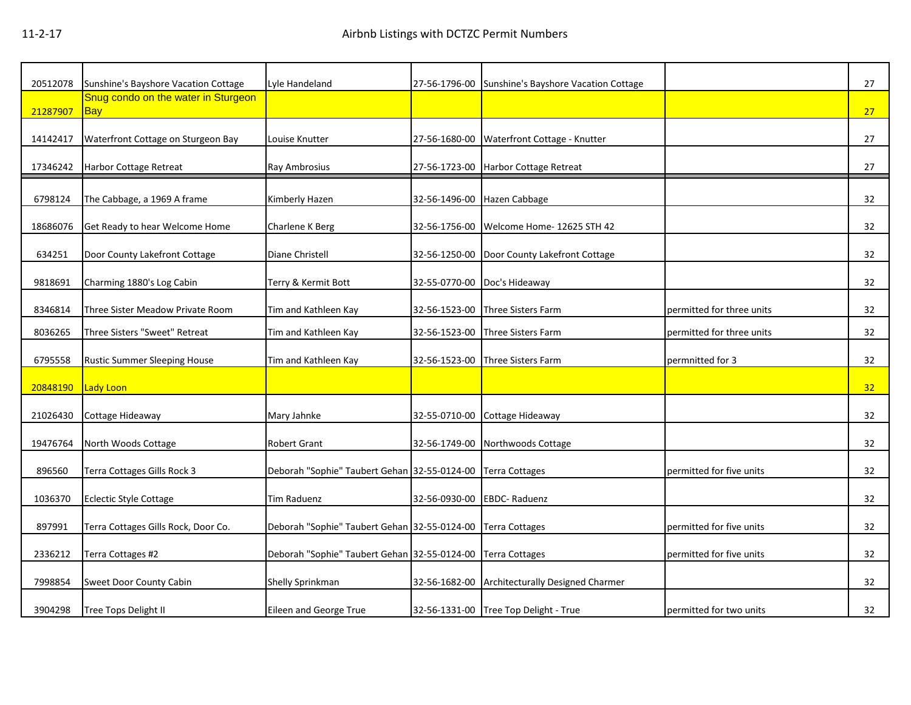| | | | | | | |
|---|---|---|---|---|---|---|
| 20512078 | Sunshine's Bayshore Vacation Cottage | Lyle Handeland | 27-56-1796-00 | Sunshine's Bayshore Vacation Cottage | | 27 |
| 21287907 | Snug condo on the water in Sturgeon Bay | | | | | 27 |
| 14142417 | Waterfront Cottage on Sturgeon Bay | Louise Knutter | 27-56-1680-00 | Waterfront Cottage - Knutter | | 27 |
| 17346242 | Harbor Cottage Retreat | Ray Ambrosius | 27-56-1723-00 | Harbor Cottage Retreat | | 27 |
| 6798124 | The Cabbage, a 1969 A frame | Kimberly Hazen | 32-56-1496-00 | Hazen Cabbage | | 32 |
| 18686076 | Get Ready to hear Welcome Home | Charlene K Berg | 32-56-1756-00 | Welcome Home- 12625 STH 42 | | 32 |
| 634251 | Door County Lakefront Cottage | Diane Christell | 32-56-1250-00 | Door County Lakefront Cottage | | 32 |
| 9818691 | Charming 1880's Log Cabin | Terry & Kermit Bott | 32-55-0770-00 | Doc's Hideaway | | 32 |
| 8346814 | Three Sister Meadow Private Room | Tim and Kathleen Kay | 32-56-1523-00 | Three Sisters Farm | permitted for three units | 32 |
| 8036265 | Three Sisters "Sweet" Retreat | Tim and Kathleen Kay | 32-56-1523-00 | Three Sisters Farm | permitted for three units | 32 |
| 6795558 | Rustic Summer Sleeping House | Tim and Kathleen Kay | 32-56-1523-00 | Three Sisters Farm | permnitted for 3 | 32 |
| 20848190 | Lady Loon | | | | | 32 |
| 21026430 | Cottage Hideaway | Mary Jahnke | 32-55-0710-00 | Cottage Hideaway | | 32 |
| 19476764 | North Woods Cottage | Robert Grant | 32-56-1749-00 | Northwoods Cottage | | 32 |
| 896560 | Terra Cottages Gills Rock 3 | Deborah "Sophie" Taubert Gehan | 32-55-0124-00 | Terra Cottages | permitted for five units | 32 |
| 1036370 | Eclectic Style Cottage | Tim Raduenz | 32-56-0930-00 | EBDC- Raduenz | | 32 |
| 897991 | Terra Cottages Gills Rock, Door Co. | Deborah "Sophie" Taubert Gehan | 32-55-0124-00 | Terra Cottages | permitted for five units | 32 |
| 2336212 | Terra Cottages #2 | Deborah "Sophie" Taubert Gehan | 32-55-0124-00 | Terra Cottages | permitted for five units | 32 |
| 7998854 | Sweet Door County Cabin | Shelly Sprinkman | 32-56-1682-00 | Architecturally Designed Charmer | | 32 |
| 3904298 | Tree Tops Delight II | Eileen and George True | 32-56-1331-00 | Tree Top Delight - True | permitted for two units | 32 |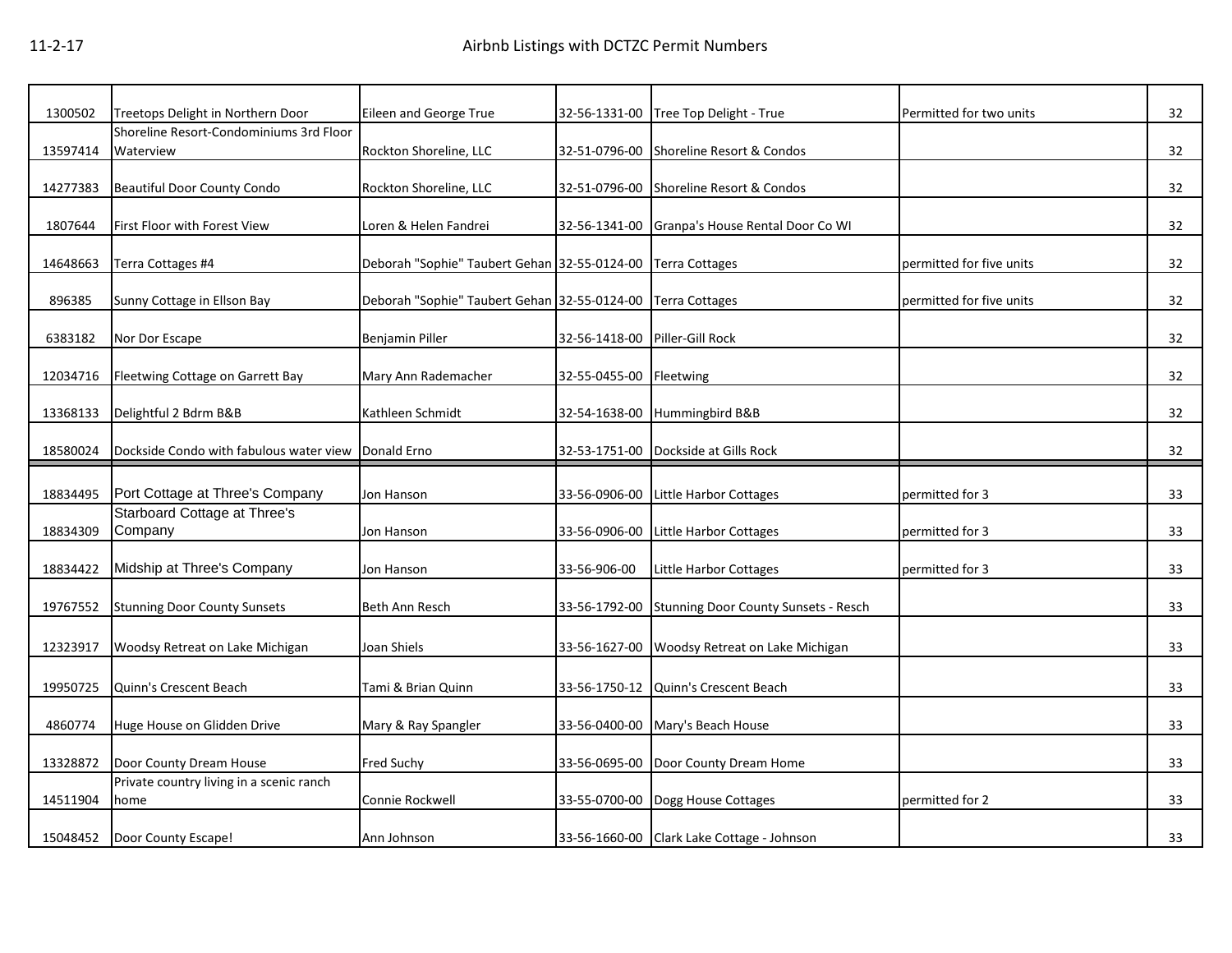| | | | | | | |
|---|---|---|---|---|---|---|
| 1300502 | Treetops Delight in Northern Door | Eileen and George True | 32-56-1331-00 | Tree Top Delight - True | Permitted for two units | 32 |
| 13597414 | Shoreline Resort-Condominiums 3rd Floor Waterview | Rockton Shoreline, LLC | 32-51-0796-00 | Shoreline Resort & Condos | | 32 |
| 14277383 | Beautiful Door County Condo | Rockton Shoreline, LLC | 32-51-0796-00 | Shoreline Resort & Condos | | 32 |
| 1807644 | First Floor with Forest View | Loren & Helen Fandrei | 32-56-1341-00 | Granpa's House Rental Door Co WI | | 32 |
| 14648663 | Terra Cottages #4 | Deborah "Sophie" Taubert Gehan | 32-55-0124-00 | Terra Cottages | permitted for five units | 32 |
| 896385 | Sunny Cottage in Ellson Bay | Deborah "Sophie" Taubert Gehan | 32-55-0124-00 | Terra Cottages | permitted for five units | 32 |
| 6383182 | Nor Dor Escape | Benjamin Piller | 32-56-1418-00 | Piller-Gill Rock | | 32 |
| 12034716 | Fleetwing Cottage on Garrett Bay | Mary Ann Rademacher | 32-55-0455-00 | Fleetwing | | 32 |
| 13368133 | Delightful 2 Bdrm B&B | Kathleen Schmidt | 32-54-1638-00 | Hummingbird B&B | | 32 |
| 18580024 | Dockside Condo with fabulous water view | Donald Erno | 32-53-1751-00 | Dockside at Gills Rock | | 32 |
| 18834495 | Port Cottage at Three's Company | Jon Hanson | 33-56-0906-00 | Little Harbor Cottages | permitted for 3 | 33 |
| 18834309 | Starboard Cottage at Three's Company | Jon Hanson | 33-56-0906-00 | Little Harbor Cottages | permitted for 3 | 33 |
| 18834422 | Midship at Three's Company | Jon Hanson | 33-56-906-00 | Little Harbor Cottages | permitted for 3 | 33 |
| 19767552 | Stunning Door County Sunsets | Beth Ann Resch | 33-56-1792-00 | Stunning Door County Sunsets - Resch | | 33 |
| 12323917 | Woodsy Retreat on Lake Michigan | Joan Shiels | 33-56-1627-00 | Woodsy Retreat on Lake Michigan | | 33 |
| 19950725 | Quinn's Crescent Beach | Tami & Brian Quinn | 33-56-1750-12 | Quinn's Crescent Beach | | 33 |
| 4860774 | Huge House on Glidden Drive | Mary & Ray Spangler | 33-56-0400-00 | Mary's Beach House | | 33 |
| 13328872 | Door County Dream House | Fred Suchy | 33-56-0695-00 | Door County Dream Home | | 33 |
| 14511904 | Private country living in a scenic ranch home | Connie Rockwell | 33-55-0700-00 | Dogg House Cottages | permitted for 2 | 33 |
| 15048452 | Door County Escape! | Ann Johnson | 33-56-1660-00 | Clark Lake Cottage - Johnson | | 33 |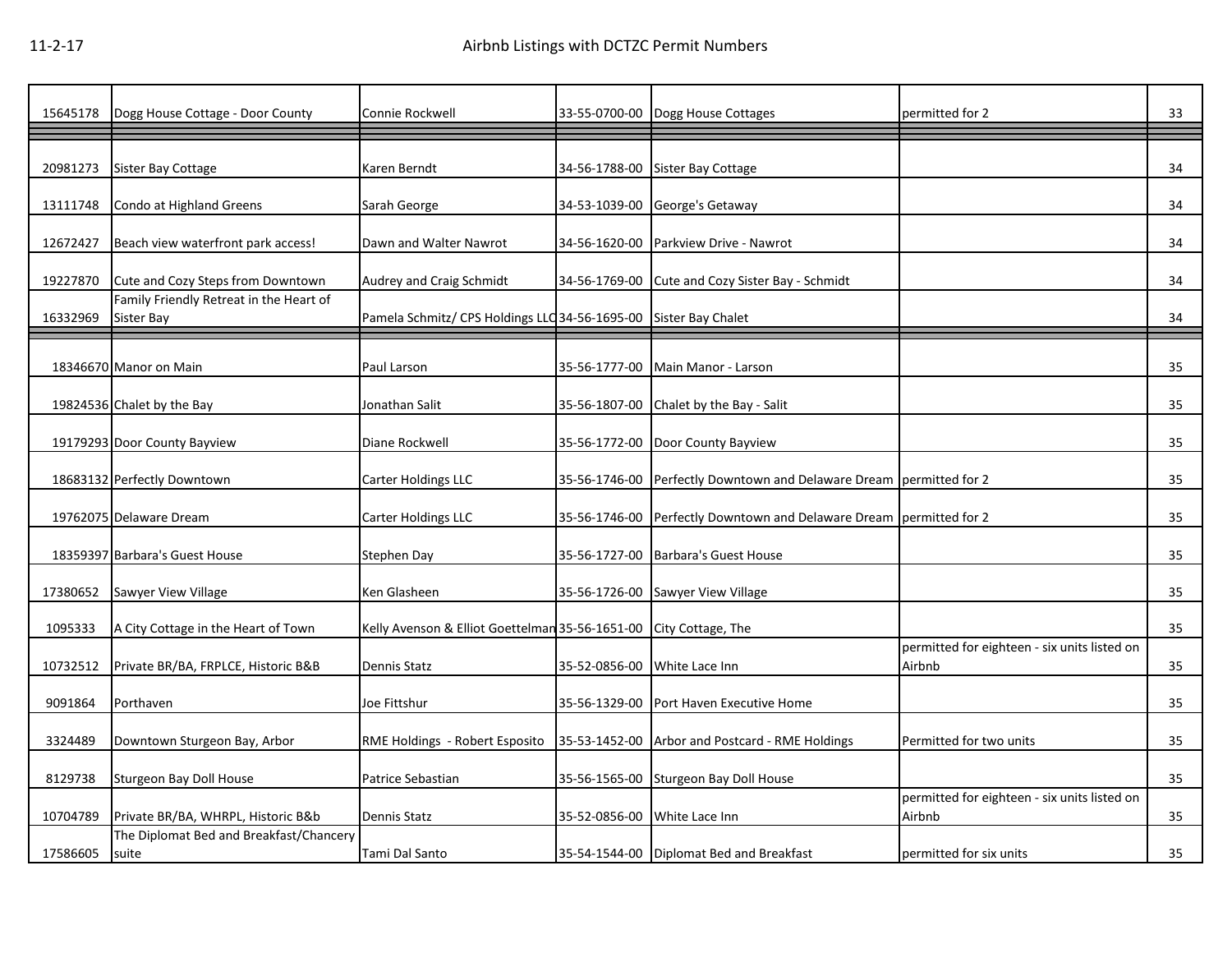| | | | | | | |
|---|---|---|---|---|---|---|
| 15645178 | Dogg House Cottage - Door County | Connie Rockwell | 33-55-0700-00 | Dogg House Cottages | permitted for 2 | 33 |
| | | | | | | |
| 20981273 | Sister Bay Cottage | Karen Berndt | 34-56-1788-00 | Sister Bay Cottage | | 34 |
| 13111748 | Condo at Highland Greens | Sarah George | 34-53-1039-00 | George's Getaway | | 34 |
| 12672427 | Beach view waterfront park access! | Dawn and Walter Nawrot | 34-56-1620-00 | Parkview Drive - Nawrot | | 34 |
| 19227870 | Cute and Cozy Steps from Downtown | Audrey and Craig Schmidt | 34-56-1769-00 | Cute and Cozy Sister Bay - Schmidt | | 34 |
| 16332969 | Family Friendly Retreat in the Heart of Sister Bay | Pamela Schmitz/ CPS Holdings LLC | 34-56-1695-00 | Sister Bay Chalet | | 34 |
| | | | | | | |
| 18346670 | Manor on Main | Paul Larson | 35-56-1777-00 | Main Manor - Larson | | 35 |
| 19824536 | Chalet by the Bay | Jonathan Salit | 35-56-1807-00 | Chalet by the Bay - Salit | | 35 |
| 19179293 | Door County Bayview | Diane Rockwell | 35-56-1772-00 | Door County Bayview | | 35 |
| 18683132 | Perfectly Downtown | Carter Holdings LLC | 35-56-1746-00 | Perfectly Downtown and Delaware Dream | permitted for 2 | 35 |
| 19762075 | Delaware Dream | Carter Holdings LLC | 35-56-1746-00 | Perfectly Downtown and Delaware Dream | permitted for 2 | 35 |
| 18359397 | Barbara's Guest House | Stephen Day | 35-56-1727-00 | Barbara's Guest House | | 35 |
| 17380652 | Sawyer View Village | Ken Glasheen | 35-56-1726-00 | Sawyer View Village | | 35 |
| 1095333 | A City Cottage in the Heart of Town | Kelly Avenson & Elliot Goettelman | 35-56-1651-00 | City Cottage, The | | 35 |
| 10732512 | Private BR/BA, FRPLCE, Historic B&B | Dennis Statz | 35-52-0856-00 | White Lace Inn | permitted for eighteen - six units listed on Airbnb | 35 |
| 9091864 | Porthaven | Joe Fittshur | 35-56-1329-00 | Port Haven Executive Home | | 35 |
| 3324489 | Downtown Sturgeon Bay, Arbor | RME Holdings - Robert Esposito | 35-53-1452-00 | Arbor and Postcard - RME Holdings | Permitted for two units | 35 |
| 8129738 | Sturgeon Bay Doll House | Patrice Sebastian | 35-56-1565-00 | Sturgeon Bay Doll House | | 35 |
| 10704789 | Private BR/BA, WHRPL, Historic B&b | Dennis Statz | 35-52-0856-00 | White Lace Inn | permitted for eighteen - six units listed on Airbnb | 35 |
| 17586605 | The Diplomat Bed and Breakfast/Chancery suite | Tami Dal Santo | 35-54-1544-00 | Diplomat Bed and Breakfast | permitted for six units | 35 |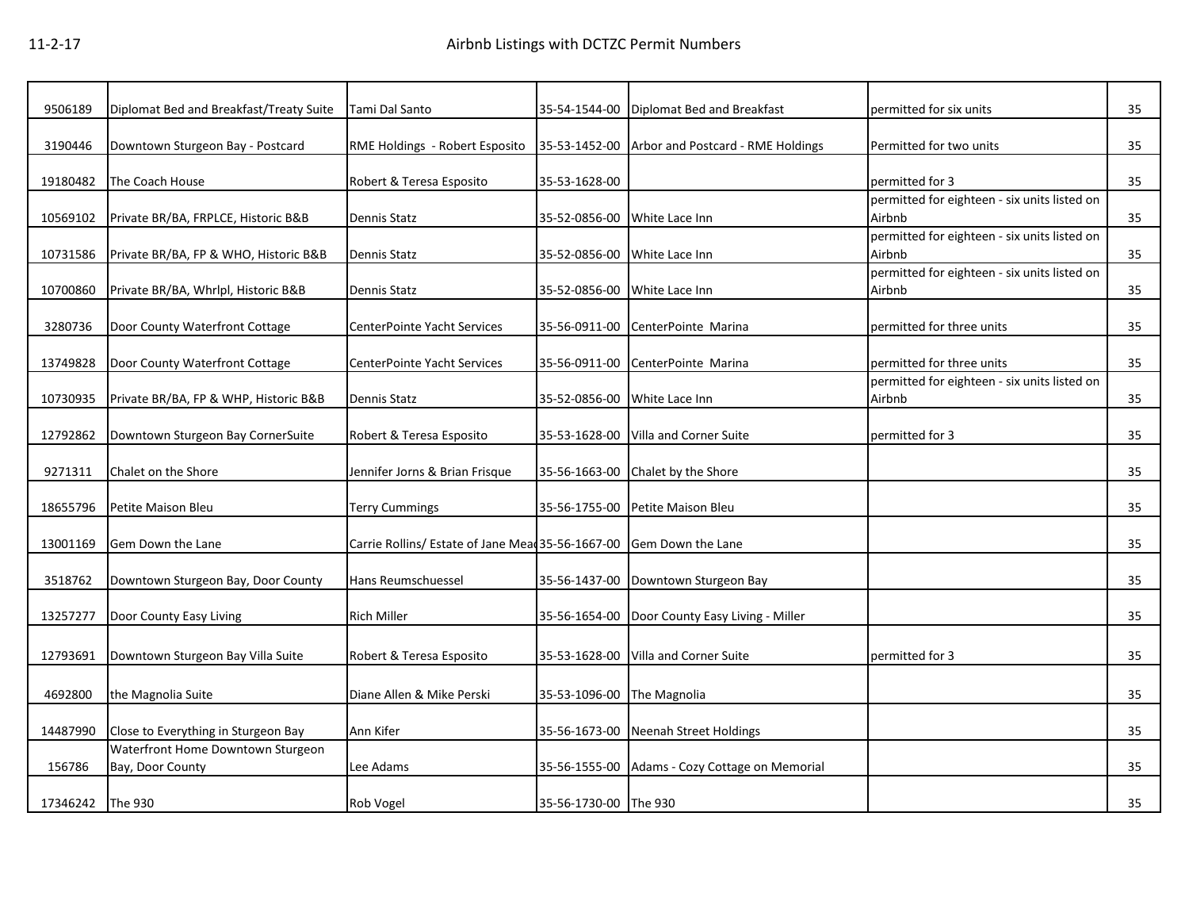| | | | | | | |
|---|---|---|---|---|---|---|
| 9506189 | Diplomat Bed and Breakfast/Treaty Suite | Tami Dal Santo | 35-54-1544-00 | Diplomat Bed and Breakfast | permitted for six units | 35 |
| 3190446 | Downtown Sturgeon Bay - Postcard | RME Holdings - Robert Esposito | 35-53-1452-00 | Arbor and Postcard - RME Holdings | Permitted for two units | 35 |
| 19180482 | The Coach House | Robert & Teresa Esposito | 35-53-1628-00 | | permitted for 3 | 35 |
| 10569102 | Private BR/BA, FRPLCE, Historic B&B | Dennis Statz | 35-52-0856-00 | White Lace Inn | permitted for eighteen - six units listed on Airbnb | 35 |
| 10731586 | Private BR/BA, FP & WHO, Historic B&B | Dennis Statz | 35-52-0856-00 | White Lace Inn | permitted for eighteen - six units listed on Airbnb | 35 |
| 10700860 | Private BR/BA, Whrlpl, Historic B&B | Dennis Statz | 35-52-0856-00 | White Lace Inn | permitted for eighteen - six units listed on Airbnb | 35 |
| 3280736 | Door County Waterfront Cottage | CenterPointe Yacht Services | 35-56-0911-00 | CenterPointe Marina | permitted for three units | 35 |
| 13749828 | Door County Waterfront Cottage | CenterPointe Yacht Services | 35-56-0911-00 | CenterPointe Marina | permitted for three units | 35 |
| 10730935 | Private BR/BA, FP & WHP, Historic B&B | Dennis Statz | 35-52-0856-00 | White Lace Inn | permitted for eighteen - six units listed on Airbnb | 35 |
| 12792862 | Downtown Sturgeon Bay CornerSuite | Robert & Teresa Esposito | 35-53-1628-00 | Villa and Corner Suite | permitted for 3 | 35 |
| 9271311 | Chalet on the Shore | Jennifer Jorns & Brian Frisque | 35-56-1663-00 | Chalet by the Shore | | 35 |
| 18655796 | Petite Maison Bleu | Terry Cummings | 35-56-1755-00 | Petite Maison Bleu | | 35 |
| 13001169 | Gem Down the Lane | Carrie Rollins/ Estate of Jane Mea | 35-56-1667-00 | Gem Down the Lane | | 35 |
| 3518762 | Downtown Sturgeon Bay, Door County | Hans Reumschuessel | 35-56-1437-00 | Downtown Sturgeon Bay | | 35 |
| 13257277 | Door County Easy Living | Rich Miller | 35-56-1654-00 | Door County Easy Living - Miller | | 35 |
| 12793691 | Downtown Sturgeon Bay Villa Suite | Robert & Teresa Esposito | 35-53-1628-00 | Villa and Corner Suite | permitted for 3 | 35 |
| 4692800 | the Magnolia Suite | Diane Allen & Mike Perski | 35-53-1096-00 | The Magnolia | | 35 |
| 14487990 | Close to Everything in Sturgeon Bay | Ann Kifer | 35-56-1673-00 | Neenah Street Holdings | | 35 |
| 156786 | Waterfront Home Downtown Sturgeon Bay, Door County | Lee Adams | 35-56-1555-00 | Adams - Cozy Cottage on Memorial | | 35 |
| 17346242 | The 930 | Rob Vogel | 35-56-1730-00 | The 930 | | 35 |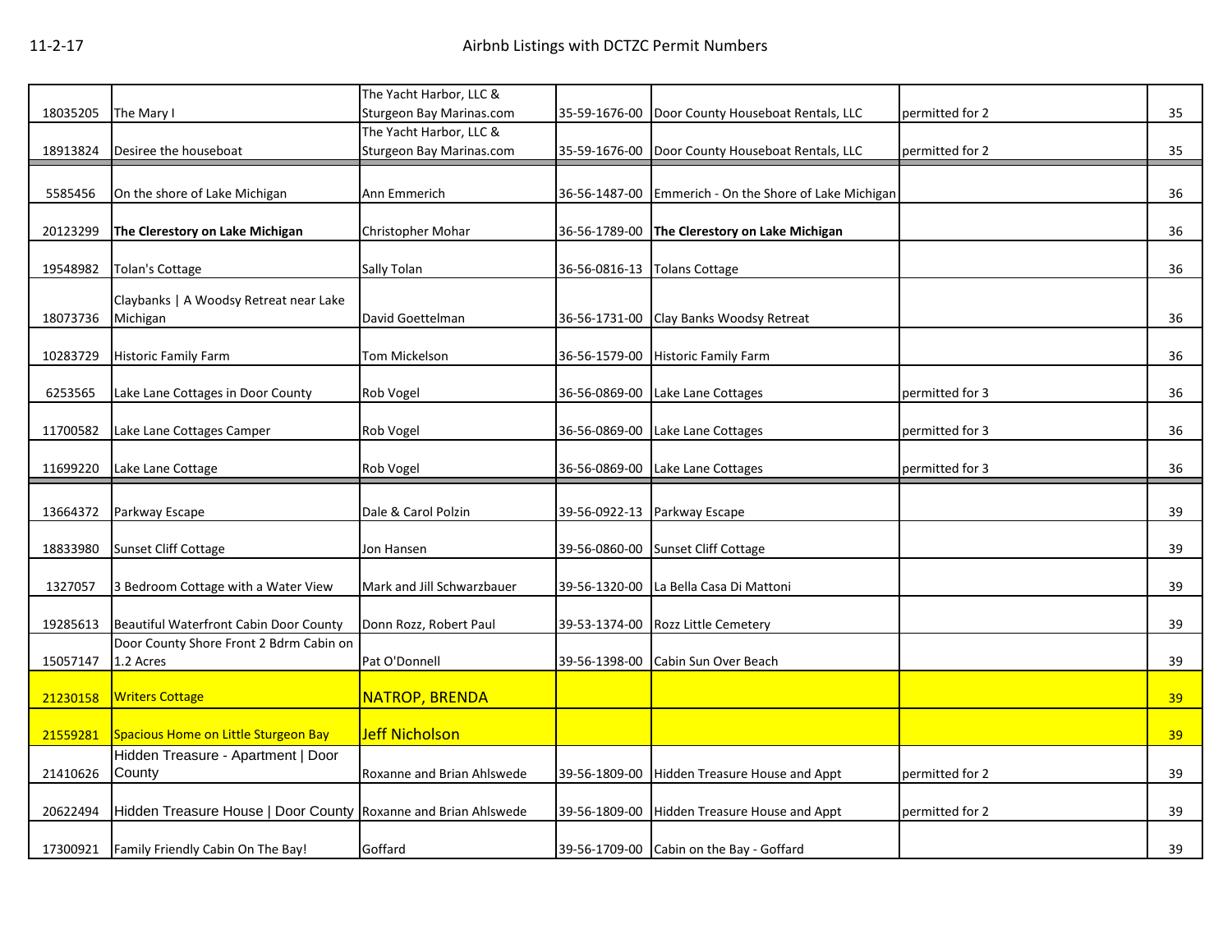| | | | | | | |
|---|---|---|---|---|---|---|
| 18035205 | The Mary I | The Yacht Harbor, LLC & Sturgeon Bay Marinas.com | 35-59-1676-00 | Door County Houseboat Rentals, LLC | permitted for 2 | 35 |
| 18913824 | Desiree the houseboat | The Yacht Harbor, LLC & Sturgeon Bay Marinas.com | 35-59-1676-00 | Door County Houseboat Rentals, LLC | permitted for 2 | 35 |
| 5585456 | On the shore of Lake Michigan | Ann Emmerich | 36-56-1487-00 | Emmerich - On the Shore of Lake Michigan | | 36 |
| 20123299 | **The Clerestory on Lake Michigan** | Christopher Mohar | 36-56-1789-00 | **The Clerestory on Lake Michigan** | | 36 |
| 19548982 | Tolan's Cottage | Sally Tolan | 36-56-0816-13 | Tolans Cottage | | 36 |
| 18073736 | Claybanks \| A Woodsy Retreat near Lake Michigan | David Goettelman | 36-56-1731-00 | Clay Banks Woodsy Retreat | | 36 |
| 10283729 | Historic Family Farm | Tom Mickelson | 36-56-1579-00 | Historic Family Farm | | 36 |
| 6253565 | Lake Lane Cottages in Door County | Rob Vogel | 36-56-0869-00 | Lake Lane Cottages | permitted for 3 | 36 |
| 11700582 | Lake Lane Cottages Camper | Rob Vogel | 36-56-0869-00 | Lake Lane Cottages | permitted for 3 | 36 |
| 11699220 | Lake Lane Cottage | Rob Vogel | 36-56-0869-00 | Lake Lane Cottages | permitted for 3 | 36 |
| 13664372 | Parkway Escape | Dale & Carol Polzin | 39-56-0922-13 | Parkway Escape | | 39 |
| 18833980 | Sunset Cliff Cottage | Jon Hansen | 39-56-0860-00 | Sunset Cliff Cottage | | 39 |
| 1327057 | 3 Bedroom Cottage with a Water View | Mark and Jill Schwarzbauer | 39-56-1320-00 | La Bella Casa Di Mattoni | | 39 |
| 19285613 | Beautiful Waterfront Cabin Door County | Donn Rozz, Robert Paul | 39-53-1374-00 | Rozz Little Cemetery | | 39 |
| 15057147 | Door County Shore Front 2 Bdrm Cabin on 1.2 Acres | Pat O'Donnell | 39-56-1398-00 | Cabin Sun Over Beach | | 39 |
| 21230158 | Writers Cottage | NATROP, BRENDA | | | | 39 |
| 21559281 | Spacious Home on Little Sturgeon Bay | Jeff Nicholson | | | | 39 |
| 21410626 | Hidden Treasure - Apartment \| Door County | Roxanne and Brian Ahlswede | 39-56-1809-00 | Hidden Treasure House and Appt | permitted for 2 | 39 |
| 20622494 | Hidden Treasure House \| Door County | Roxanne and Brian Ahlswede | 39-56-1809-00 | Hidden Treasure House and Appt | permitted for 2 | 39 |
| 17300921 | Family Friendly Cabin On The Bay! | Goffard | 39-56-1709-00 | Cabin on the Bay - Goffard | | 39 |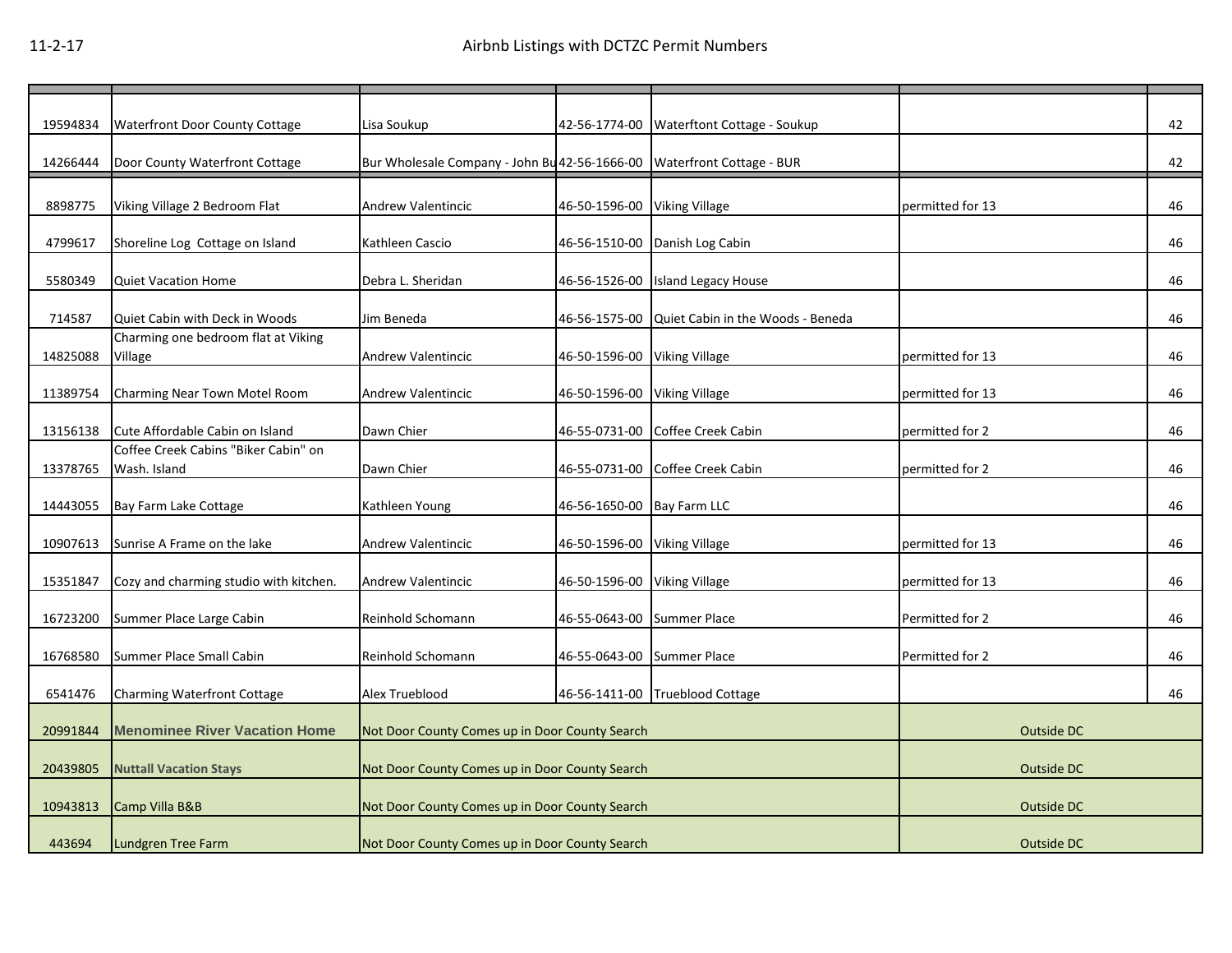# Airbnb Listings with DCTZC Permit Numbers

| | | | | | | |
|---|---|---|---|---|---|---|
| 19594834 | Waterfront Door County Cottage | Lisa Soukup | 42-56-1774-00 | Waterftont Cottage - Soukup | | 42 |
| 14266444 | Door County Waterfront Cottage | Bur Wholesale Company - John Bu | 42-56-1666-00 | Waterfront Cottage - BUR | | 42 |
| 8898775 | Viking Village 2 Bedroom Flat | Andrew Valentincic | 46-50-1596-00 | Viking Village | permitted for 13 | 46 |
| 4799617 | Shoreline Log Cottage on Island | Kathleen Cascio | 46-56-1510-00 | Danish Log Cabin | | 46 |
| 5580349 | Quiet Vacation Home | Debra L. Sheridan | 46-56-1526-00 | Island Legacy House | | 46 |
| 714587 | Quiet Cabin with Deck in Woods | Jim Beneda | 46-56-1575-00 | Quiet Cabin in the Woods - Beneda | | 46 |
| 14825088 | Charming one bedroom flat at Viking Village | Andrew Valentincic | 46-50-1596-00 | Viking Village | permitted for 13 | 46 |
| 11389754 | Charming Near Town Motel Room | Andrew Valentincic | 46-50-1596-00 | Viking Village | permitted for 13 | 46 |
| 13156138 | Cute Affordable Cabin on Island | Dawn Chier | 46-55-0731-00 | Coffee Creek Cabin | permitted for 2 | 46 |
| 13378765 | Coffee Creek Cabins "Biker Cabin" on Wash. Island | Dawn Chier | 46-55-0731-00 | Coffee Creek Cabin | permitted for 2 | 46 |
| 14443055 | Bay Farm Lake Cottage | Kathleen Young | 46-56-1650-00 | Bay Farm LLC | | 46 |
| 10907613 | Sunrise A Frame on the lake | Andrew Valentincic | 46-50-1596-00 | Viking Village | permitted for 13 | 46 |
| 15351847 | Cozy and charming studio with kitchen. | Andrew Valentincic | 46-50-1596-00 | Viking Village | permitted for 13 | 46 |
| 16723200 | Summer Place Large Cabin | Reinhold Schomann | 46-55-0643-00 | Summer Place | Permitted for 2 | 46 |
| 16768580 | Summer Place Small Cabin | Reinhold Schomann | 46-55-0643-00 | Summer Place | Permitted for 2 | 46 |
| 6541476 | Charming Waterfront Cottage | Alex Trueblood | 46-56-1411-00 | Trueblood Cottage | | 46 |
| 20991844 | **Menominee River Vacation Home** | Not Door County Comes up in Door County Search | | | Outside DC | |
| 20439805 | **Nuttall Vacation Stays** | Not Door County Comes up in Door County Search | | | Outside DC | |
| 10943813 | Camp Villa B&B | Not Door County Comes up in Door County Search | | | Outside DC | |
| 443694 | Lundgren Tree Farm | Not Door County Comes up in Door County Search | | | Outside DC | |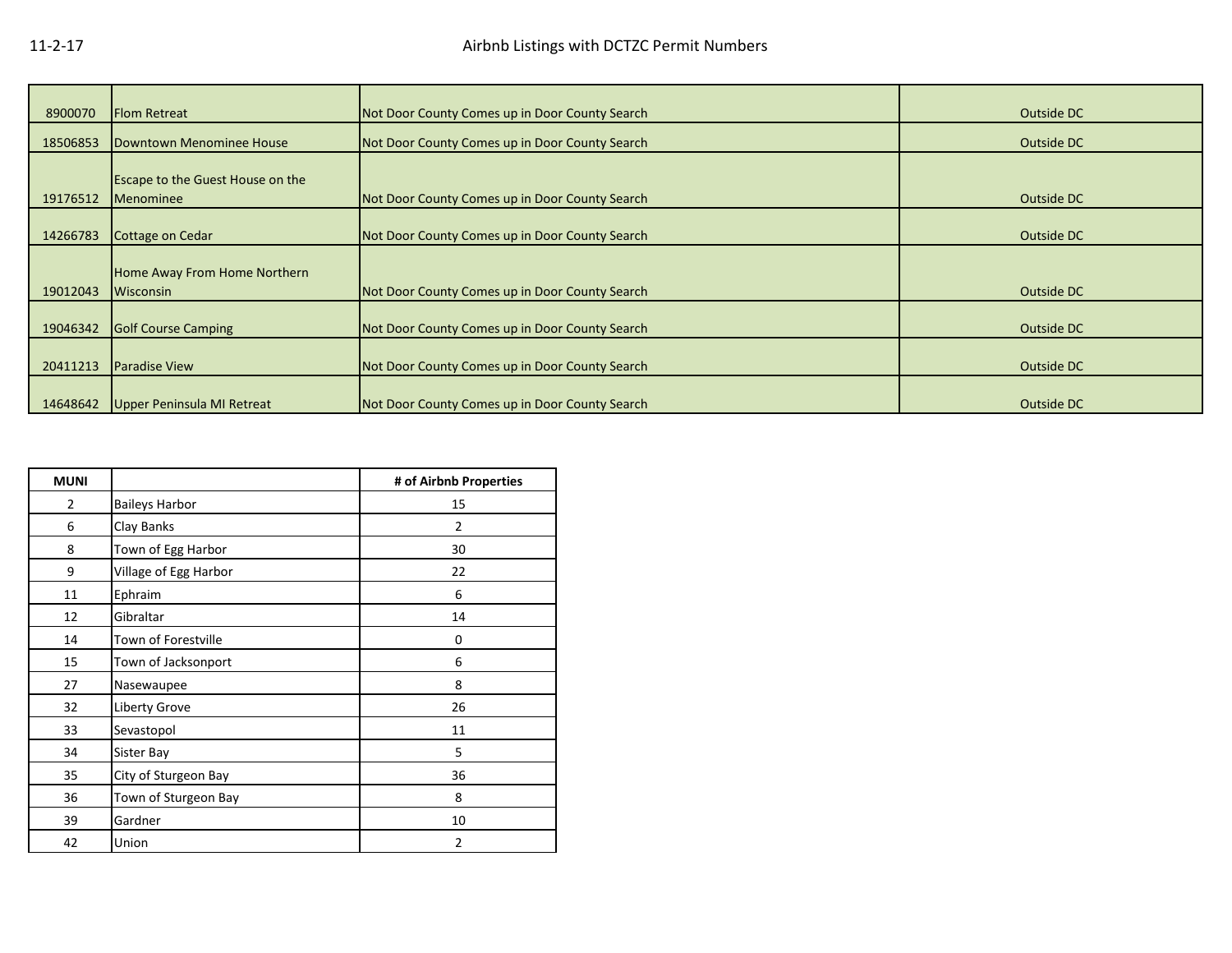| | | | |
|---|---|---|---|
| 8900070 | Flom Retreat | Not Door County Comes up in Door County Search | Outside DC |
| 18506853 | Downtown Menominee House | Not Door County Comes up in Door County Search | Outside DC |
| 19176512 | Escape to the Guest House on the Menominee | Not Door County Comes up in Door County Search | Outside DC |
| 14266783 | Cottage on Cedar | Not Door County Comes up in Door County Search | Outside DC |
| 19012043 | Home Away From Home Northern Wisconsin | Not Door County Comes up in Door County Search | Outside DC |
| 19046342 | Golf Course Camping | Not Door County Comes up in Door County Search | Outside DC |
| 20411213 | Paradise View | Not Door County Comes up in Door County Search | Outside DC |
| 14648642 | Upper Peninsula MI Retreat | Not Door County Comes up in Door County Search | Outside DC |

| MUNI | | # of Airbnb Properties |
|---|---|---|
| 2 | Baileys Harbor | 15 |
| 6 | Clay Banks | 2 |
| 8 | Town of Egg Harbor | 30 |
| 9 | Village of Egg Harbor | 22 |
| 11 | Ephraim | 6 |
| 12 | Gibraltar | 14 |
| 14 | Town of Forestville | 0 |
| 15 | Town of Jacksonport | 6 |
| 27 | Nasewaupee | 8 |
| 32 | Liberty Grove | 26 |
| 33 | Sevastopol | 11 |
| 34 | Sister Bay | 5 |
| 35 | City of Sturgeon Bay | 36 |
| 36 | Town of Sturgeon Bay | 8 |
| 39 | Gardner | 10 |
| 42 | Union | 2 |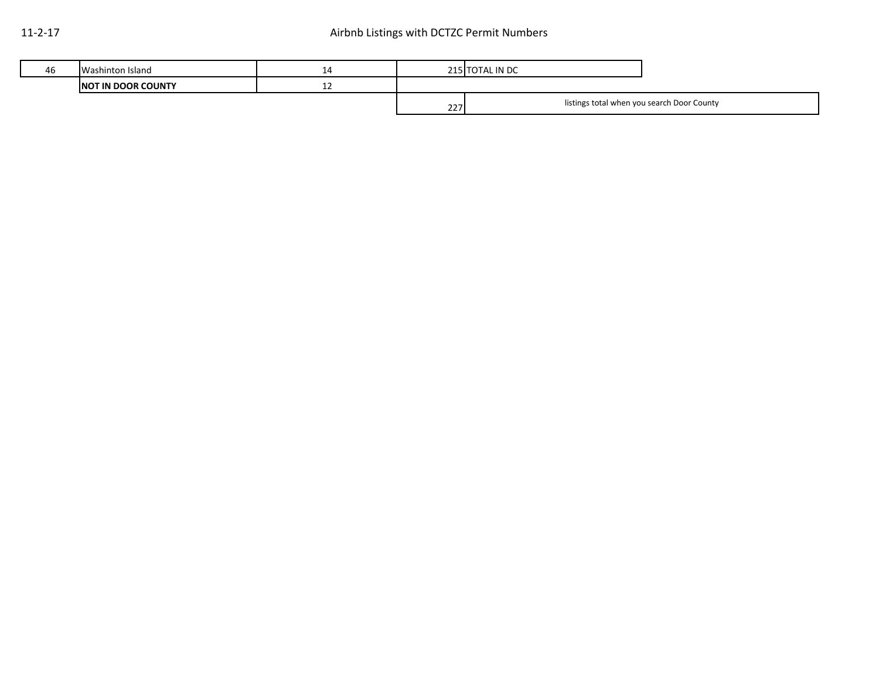11-2-17

# Airbnb Listings with DCTZC Permit Numbers

| | | | | |
|---|---|---|---|---|
| 46 | Washinton Island | 14 | 215 | TOTAL IN DC |
| | **NOT IN DOOR COUNTY** | 12 | | |
| | | | 227 | listings total when you search Door County |